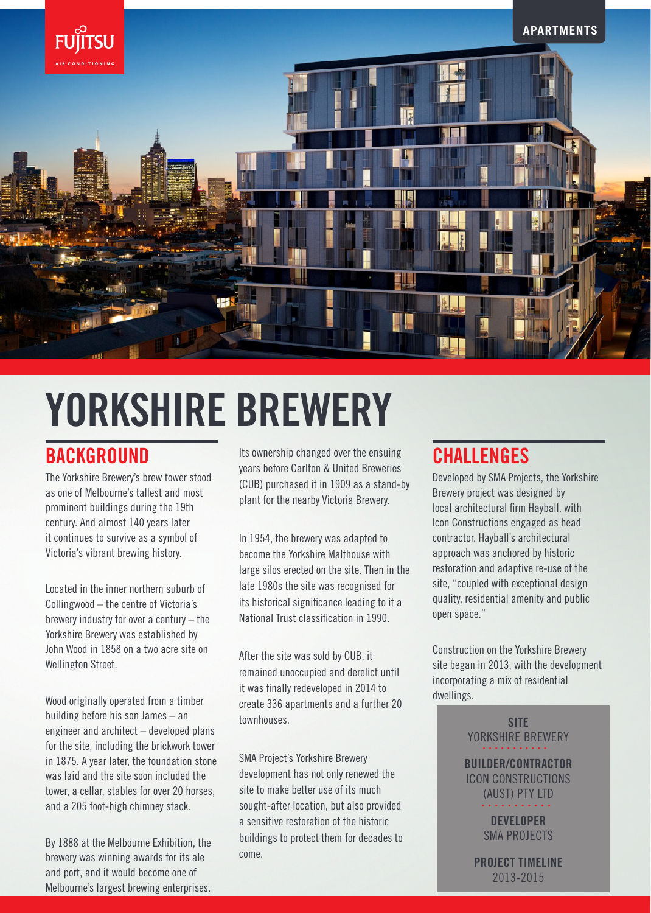FUJITSU

AIR CONDITIONING

APARTMENTS

# YORKSHIRE BREWERY

## BACKGROUND

The Yorkshire Brewery's brew tower stood as one of Melbourne's tallest and most prominent buildings during the 19th century. And almost 140 years later it continues to survive as a symbol of Victoria's vibrant brewing history.

Located in the inner northern suburb of Collingwood – the centre of Victoria's brewery industry for over a century – the Yorkshire Brewery was established by John Wood in 1858 on a two acre site on Wellington Street.

Wood originally operated from a timber building before his son James – an engineer and architect – developed plans for the site, including the brickwork tower in 1875. A year later, the foundation stone was laid and the site soon included the tower, a cellar, stables for over 20 horses, and a 205 foot-high chimney stack.

By 1888 at the Melbourne Exhibition, the brewery was winning awards for its ale and port, and it would become one of Melbourne's largest brewing enterprises.

Its ownership changed over the ensuing years before Carlton & United Breweries (CUB) purchased it in 1909 as a stand-by plant for the nearby Victoria Brewery.

In 1954, the brewery was adapted to become the Yorkshire Malthouse with large silos erected on the site. Then in the late 1980s the site was recognised for its historical significance leading to it a National Trust classification in 1990.

After the site was sold by CUB, it remained unoccupied and derelict until it was finally redeveloped in 2014 to create 336 apartments and a further 20 townhouses.

SMA Project's Yorkshire Brewery development has not only renewed the site to make better use of its much sought-after location, but also provided a sensitive restoration of the historic buildings to protect them for decades to come.

## CHALLENGES

Developed by SMA Projects, the Yorkshire Brewery project was designed by local architectural firm Hayball, with Icon Constructions engaged as head contractor. Hayball's architectural approach was anchored by historic restoration and adaptive re-use of the site, "coupled with exceptional design quality, residential amenity and public open space."

Construction on the Yorkshire Brewery site began in 2013, with the development incorporating a mix of residential dwellings.

**SITE**
YORKSHIRE BREWERY

**BUILDER/CONTRACTOR**
ICON CONSTRUCTIONS (AUST) PTY LTD

**DEVELOPER**
SMA PROJECTS

**PROJECT TIMELINE**
2013-2015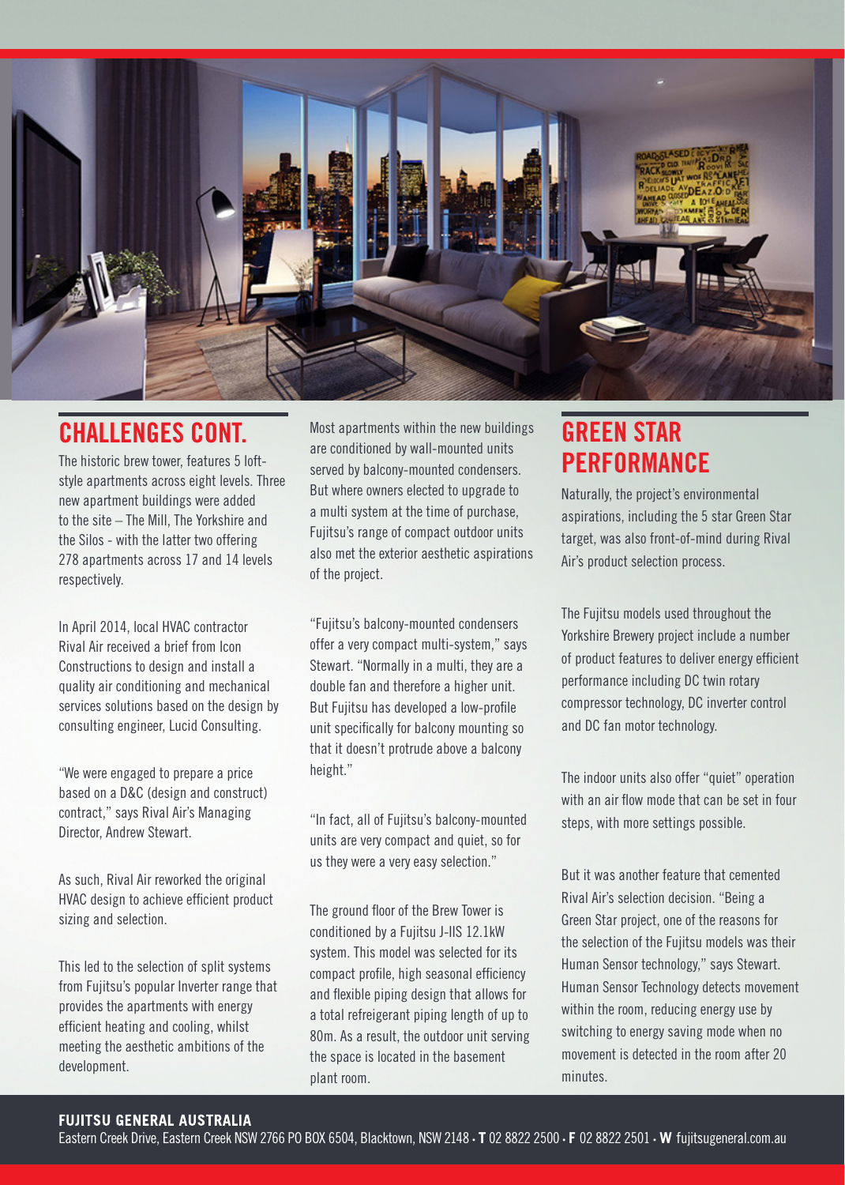## CHALLENGES CONT.

The historic brew tower, features 5 loft-style apartments across eight levels. Three new apartment buildings were added to the site – The Mill, The Yorkshire and the Silos - with the latter two offering 278 apartments across 17 and 14 levels respectively.

In April 2014, local HVAC contractor Rival Air received a brief from Icon Constructions to design and install a quality air conditioning and mechanical services solutions based on the design by consulting engineer, Lucid Consulting.

"We were engaged to prepare a price based on a D&C (design and construct) contract," says Rival Air's Managing Director, Andrew Stewart.

As such, Rival Air reworked the original HVAC design to achieve efficient product sizing and selection.

This led to the selection of split systems from Fujitsu's popular Inverter range that provides the apartments with energy efficient heating and cooling, whilst meeting the aesthetic ambitions of the development.

Most apartments within the new buildings are conditioned by wall-mounted units served by balcony-mounted condensers. But where owners elected to upgrade to a multi system at the time of purchase, Fujitsu's range of compact outdoor units also met the exterior aesthetic aspirations of the project.

"Fujitsu's balcony-mounted condensers offer a very compact multi-system," says Stewart. "Normally in a multi, they are a double fan and therefore a higher unit. But Fujitsu has developed a low-profile unit specifically for balcony mounting so that it doesn't protrude above a balcony height."

"In fact, all of Fujitsu's balcony-mounted units are very compact and quiet, so for us they were a very easy selection."

The ground floor of the Brew Tower is conditioned by a Fujitsu J-IIS 12.1kW system. This model was selected for its compact profile, high seasonal efficiency and flexible piping design that allows for a total refreigerant piping length of up to 80m. As a result, the outdoor unit serving the space is located in the basement plant room.

## GREEN STAR PERFORMANCE

Naturally, the project's environmental aspirations, including the 5 star Green Star target, was also front-of-mind during Rival Air's product selection process.

The Fujitsu models used throughout the Yorkshire Brewery project include a number of product features to deliver energy efficient performance including DC twin rotary compressor technology, DC inverter control and DC fan motor technology.

The indoor units also offer "quiet" operation with an air flow mode that can be set in four steps, with more settings possible.

But it was another feature that cemented Rival Air's selection decision. "Being a Green Star project, one of the reasons for the selection of the Fujitsu models was their Human Sensor technology," says Stewart. Human Sensor Technology detects movement within the room, reducing energy use by switching to energy saving mode when no movement is detected in the room after 20 minutes.

**FUJITSU GENERAL AUSTRALIA**
Eastern Creek Drive, Eastern Creek NSW 2766 PO BOX 6504, Blacktown, NSW 2148 • **T** 02 8822 2500 • **F** 02 8822 2501 • **W** fujitsugeneral.com.au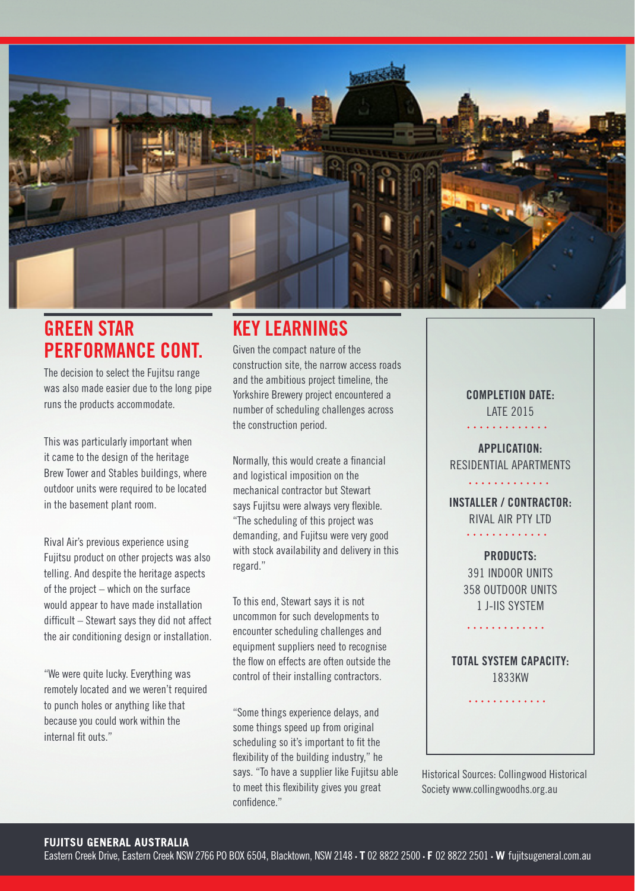## GREEN STAR PERFORMANCE CONT.

The decision to select the Fujitsu range was also made easier due to the long pipe runs the products accommodate.

This was particularly important when it came to the design of the heritage Brew Tower and Stables buildings, where outdoor units were required to be located in the basement plant room.

Rival Air's previous experience using Fujitsu product on other projects was also telling. And despite the heritage aspects of the project – which on the surface would appear to have made installation difficult – Stewart says they did not affect the air conditioning design or installation.

"We were quite lucky. Everything was remotely located and we weren't required to punch holes or anything like that because you could work within the internal fit outs."

## KEY LEARNINGS

Given the compact nature of the construction site, the narrow access roads and the ambitious project timeline, the Yorkshire Brewery project encountered a number of scheduling challenges across the construction period.

Normally, this would create a financial and logistical imposition on the mechanical contractor but Stewart says Fujitsu were always very flexible. "The scheduling of this project was demanding, and Fujitsu were very good with stock availability and delivery in this regard."

To this end, Stewart says it is not uncommon for such developments to encounter scheduling challenges and equipment suppliers need to recognise the flow on effects are often outside the control of their installing contractors.

"Some things experience delays, and some things speed up from original scheduling so it's important to fit the flexibility of the building industry," he says. "To have a supplier like Fujitsu able to meet this flexibility gives you great confidence."

**COMPLETION DATE:**
LATE 2015

**APPLICATION:**
RESIDENTIAL APARTMENTS

**INSTALLER / CONTRACTOR:**
RIVAL AIR PTY LTD

**PRODUCTS:**
391 INDOOR UNITS
358 OUTDOOR UNITS
1 J-IIS SYSTEM

**TOTAL SYSTEM CAPACITY:**
1833KW

Historical Sources: Collingwood Historical Society www.collingwoodhs.org.au

**FUJITSU GENERAL AUSTRALIA**
Eastern Creek Drive, Eastern Creek NSW 2766 PO BOX 6504, Blacktown, NSW 2148 • **T** 02 8822 2500 • **F** 02 8822 2501 • **W** fujitsugeneral.com.au